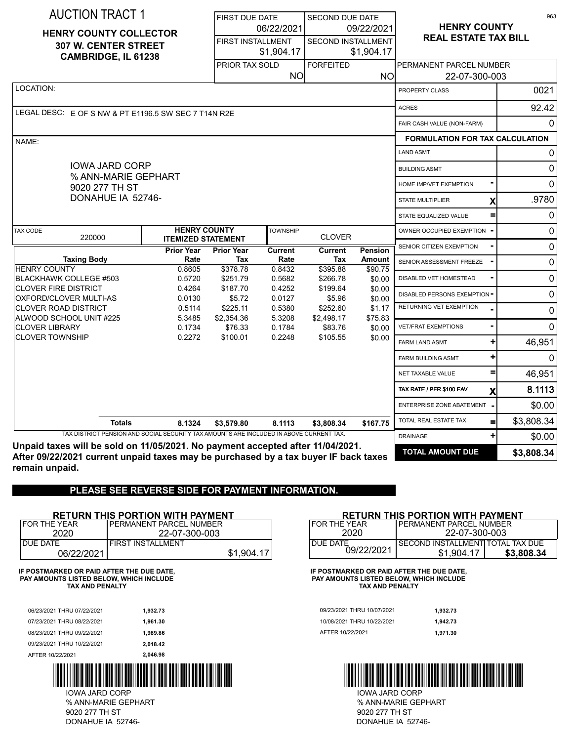# AUCTION TRACT 1

**HENRY COUNTY COLLECTOR**
**307 W. CENTER STREET**
**CAMBRIDGE, IL 61238**

| FIRST DUE DATE | SECOND DUE DATE |
|---|---|
| 06/22/2021 | 09/22/2021 |
| FIRST INSTALLMENT | SECOND INSTALLMENT |
| $1,904.17 | $1,904.17 |
| PRIOR TAX SOLD | FORFEITED |
| NO | NO |

**HENRY COUNTY**
**REAL ESTATE TAX BILL**

PERMANENT PARCEL NUMBER: 22-07-300-003

LOCATION:

LEGAL DESC: E OF S NW & PT E1196.5 SW SEC 7 T14N R2E

NAME:

IOWA JARD CORP
% ANN-MARIE GEPHART
9020 277 TH ST
DONAHUE IA 52746-

TAX CODE: 220000 | **HENRY COUNTY ITEMIZED STATEMENT** | TOWNSHIP: CLOVER

| Taxing Body | Prior Year Rate | Prior Year Tax | Current Rate | Current Tax | Pension Amount |
|---|---|---|---|---|---|
| HENRY COUNTY | 0.8605 | $378.78 | 0.8432 | $395.88 | $90.75 |
| BLACKHAWK COLLEGE #503 | 0.5720 | $251.79 | 0.5682 | $266.78 | $0.00 |
| CLOVER FIRE DISTRICT | 0.4264 | $187.70 | 0.4252 | $199.64 | $0.00 |
| OXFORD/CLOVER MULTI-AS | 0.0130 | $5.72 | 0.0127 | $5.96 | $0.00 |
| CLOVER ROAD DISTRICT | 0.5114 | $225.11 | 0.5380 | $252.60 | $1.17 |
| ALWOOD SCHOOL UNIT #225 | 5.3485 | $2,354.36 | 5.3208 | $2,498.17 | $75.83 |
| CLOVER LIBRARY | 0.1734 | $76.33 | 0.1784 | $83.76 | $0.00 |
| CLOVER TOWNSHIP | 0.2272 | $100.01 | 0.2248 | $105.55 | $0.00 |
| **Totals** | **8.1324** | **$3,579.80** | **8.1113** | **$3,808.34** | **$167.75** |

TAX DISTRICT PENSION AND SOCIAL SECURITY TAX AMOUNTS ARE INCLUDED IN ABOVE CURRENT TAX.

| Item | | Value |
|---|---|---|
| PROPERTY CLASS | | 0021 |
| ACRES | | 92.42 |
| FAIR CASH VALUE (NON-FARM) | | 0 |
| **FORMULATION FOR TAX CALCULATION** | | |
| LAND ASMT | | 0 |
| BUILDING ASMT | | 0 |
| HOME IMP/VET EXEMPTION | - | 0 |
| STATE MULTIPLIER | X | .9780 |
| STATE EQUALIZED VALUE | = | 0 |
| OWNER OCCUPIED EXEMPTION | - | 0 |
| SENIOR CITIZEN EXEMPTION | - | 0 |
| SENIOR ASSESSMENT FREEZE | - | 0 |
| DISABLED VET HOMESTEAD | - | 0 |
| DISABLED PERSONS EXEMPTION | - | 0 |
| RETURNING VET EXEMPTION | - | 0 |
| VET/FRAT EXEMPTIONS | - | 0 |
| FARM LAND ASMT | + | 46,951 |
| FARM BUILDING ASMT | + | 0 |
| NET TAXABLE VALUE | = | 46,951 |
| TAX RATE / PER $100 EAV | X | 8.1113 |
| ENTERPRISE ZONE ABATEMENT | - | $0.00 |
| TOTAL REAL ESTATE TAX | = | $3,808.34 |
| DRAINAGE | + | $0.00 |
| **TOTAL AMOUNT DUE** | | **$3,808.34** |

**Unpaid taxes will be sold on 11/05/2021. No payment accepted after 11/04/2021. After 09/22/2021 current unpaid taxes may be purchased by a tax buyer IF back taxes remain unpaid.**

**PLEASE SEE REVERSE SIDE FOR PAYMENT INFORMATION.**

---

**RETURN THIS PORTION WITH PAYMENT**

| FOR THE YEAR | PERMANENT PARCEL NUMBER |
|---|---|
| 2020 | 22-07-300-003 |
| DUE DATE | FIRST INSTALLMENT |
| 06/22/2021 | $1,904.17 |

**IF POSTMARKED OR PAID AFTER THE DUE DATE, PAY AMOUNTS LISTED BELOW, WHICH INCLUDE TAX AND PENALTY**

| Period | Amount |
|---|---|
| 06/23/2021 THRU 07/22/2021 | **1,932.73** |
| 07/23/2021 THRU 08/22/2021 | **1,961.30** |
| 08/23/2021 THRU 09/22/2021 | **1,989.86** |
| 09/23/2021 THRU 10/22/2021 | **2,018.42** |
| AFTER 10/22/2021 | **2,046.98** |

IOWA JARD CORP
% ANN-MARIE GEPHART
9020 277 TH ST
DONAHUE IA 52746-

---

**RETURN THIS PORTION WITH PAYMENT**

| FOR THE YEAR | PERMANENT PARCEL NUMBER | |
|---|---|---|
| 2020 | 22-07-300-003 | |
| DUE DATE | SECOND INSTALLMENT | TOTAL TAX DUE |
| 09/22/2021 | $1,904.17 | **$3,808.34** |

**IF POSTMARKED OR PAID AFTER THE DUE DATE, PAY AMOUNTS LISTED BELOW, WHICH INCLUDE TAX AND PENALTY**

| Period | Amount |
|---|---|
| 09/23/2021 THRU 10/07/2021 | **1,932.73** |
| 10/08/2021 THRU 10/22/2021 | **1,942.73** |
| AFTER 10/22/2021 | **1,971.30** |

IOWA JARD CORP
% ANN-MARIE GEPHART
9020 277 TH ST
DONAHUE IA 52746-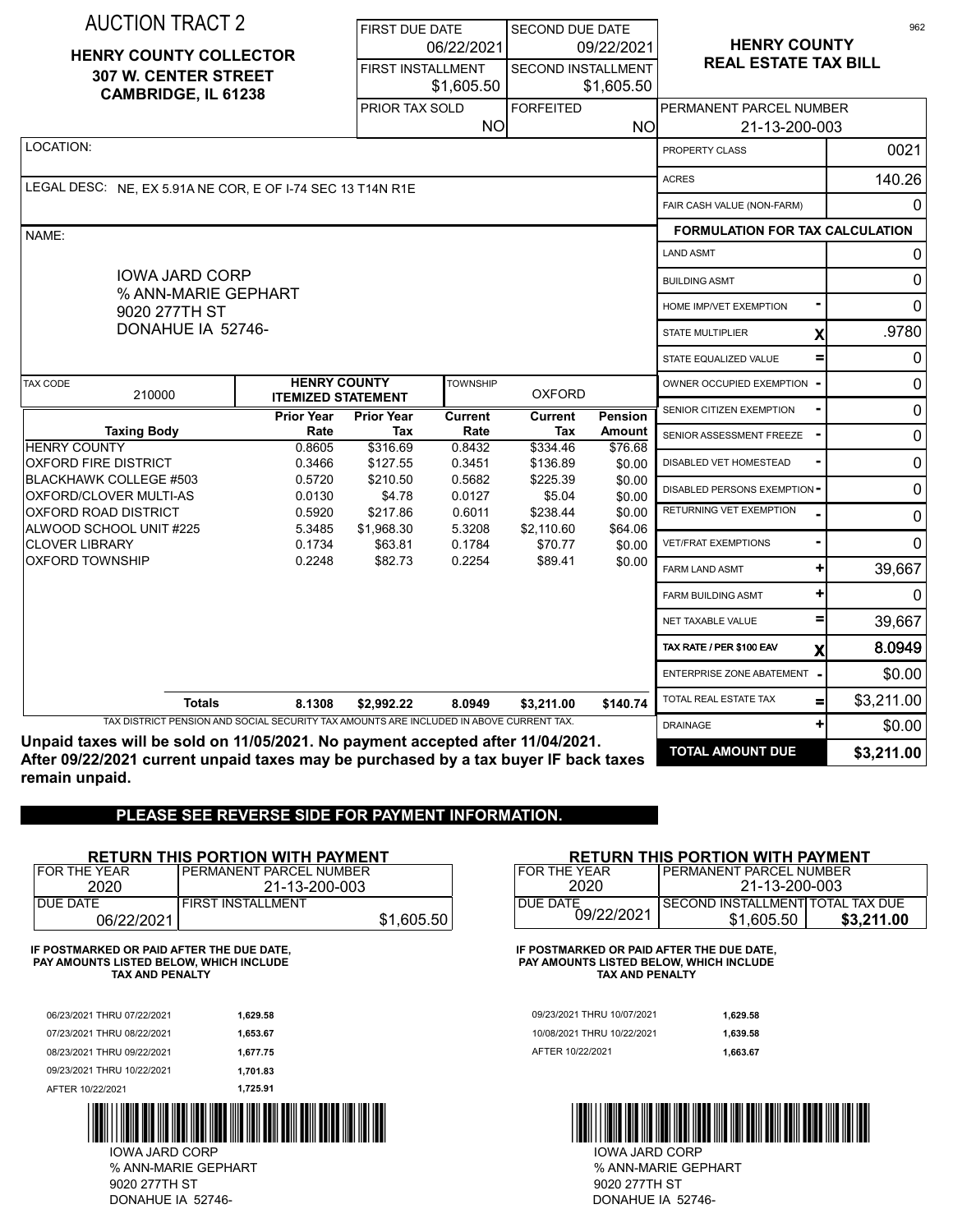# AUCTION TRACT 2

**HENRY COUNTY COLLECTOR**
**307 W. CENTER STREET**
**CAMBRIDGE, IL 61238**

| FIRST DUE DATE | SECOND DUE DATE |
| --- | --- |
| 06/22/2021 | 09/22/2021 |
| FIRST INSTALLMENT | SECOND INSTALLMENT |
| $1,605.50 | $1,605.50 |
| PRIOR TAX SOLD | FORFEITED |
| NO | NO |

## HENRY COUNTY REAL ESTATE TAX BILL

PERMANENT PARCEL NUMBER: 21-13-200-003

LOCATION:

LEGAL DESC: NE, EX 5.91A NE COR, E OF I-74 SEC 13 T14N R1E

NAME:

IOWA JARD CORP
% ANN-MARIE GEPHART
9020 277TH ST
DONAHUE IA 52746-

TAX CODE: 210000

**HENRY COUNTY ITEMIZED STATEMENT**

TOWNSHIP: OXFORD

| Taxing Body | Prior Year Rate | Prior Year Tax | Current Rate | Current Tax | Pension Amount |
| --- | --- | --- | --- | --- | --- |
| HENRY COUNTY | 0.8605 | $316.69 | 0.8432 | $334.46 | $76.68 |
| OXFORD FIRE DISTRICT | 0.3466 | $127.55 | 0.3451 | $136.89 | $0.00 |
| BLACKHAWK COLLEGE #503 | 0.5720 | $210.50 | 0.5682 | $225.39 | $0.00 |
| OXFORD/CLOVER MULTI-AS | 0.0130 | $4.78 | 0.0127 | $5.04 | $0.00 |
| OXFORD ROAD DISTRICT | 0.5920 | $217.86 | 0.6011 | $238.44 | $0.00 |
| ALWOOD SCHOOL UNIT #225 | 5.3485 | $1,968.30 | 5.3208 | $2,110.60 | $64.06 |
| CLOVER LIBRARY | 0.1734 | $63.81 | 0.1784 | $70.77 | $0.00 |
| OXFORD TOWNSHIP | 0.2248 | $82.73 | 0.2254 | $89.41 | $0.00 |
| **Totals** | **8.1308** | **$2,992.22** | **8.0949** | **$3,211.00** | **$140.74** |

TAX DISTRICT PENSION AND SOCIAL SECURITY TAX AMOUNTS ARE INCLUDED IN ABOVE CURRENT TAX.

| | | |
| --- | --- | --- |
| PROPERTY CLASS | | 0021 |
| ACRES | | 140.26 |
| FAIR CASH VALUE (NON-FARM) | | 0 |
| **FORMULATION FOR TAX CALCULATION** | | |
| LAND ASMT | | 0 |
| BUILDING ASMT | | 0 |
| HOME IMP/VET EXEMPTION | - | 0 |
| STATE MULTIPLIER | X | .9780 |
| STATE EQUALIZED VALUE | = | 0 |
| OWNER OCCUPIED EXEMPTION | - | 0 |
| SENIOR CITIZEN EXEMPTION | - | 0 |
| SENIOR ASSESSMENT FREEZE | - | 0 |
| DISABLED VET HOMESTEAD | - | 0 |
| DISABLED PERSONS EXEMPTION | - | 0 |
| RETURNING VET EXEMPTION | - | 0 |
| VET/FRAT EXEMPTIONS | - | 0 |
| FARM LAND ASMT | + | 39,667 |
| FARM BUILDING ASMT | + | 0 |
| NET TAXABLE VALUE | = | 39,667 |
| TAX RATE / PER $100 EAV | X | 8.0949 |
| ENTERPRISE ZONE ABATEMENT | - | $0.00 |
| TOTAL REAL ESTATE TAX | = | $3,211.00 |
| DRAINAGE | + | $0.00 |
| **TOTAL AMOUNT DUE** | | **$3,211.00** |

**Unpaid taxes will be sold on 11/05/2021. No payment accepted after 11/04/2021. After 09/22/2021 current unpaid taxes may be purchased by a tax buyer IF back taxes remain unpaid.**

**PLEASE SEE REVERSE SIDE FOR PAYMENT INFORMATION.**

---

### RETURN THIS PORTION WITH PAYMENT

| FOR THE YEAR | PERMANENT PARCEL NUMBER |
| --- | --- |
| 2020 | 21-13-200-003 |
| DUE DATE | FIRST INSTALLMENT |
| 06/22/2021 | $1,605.50 |

**IF POSTMARKED OR PAID AFTER THE DUE DATE, PAY AMOUNTS LISTED BELOW, WHICH INCLUDE TAX AND PENALTY**

| | |
| --- | --- |
| 06/23/2021 THRU 07/22/2021 | 1,629.58 |
| 07/23/2021 THRU 08/22/2021 | 1,653.67 |
| 08/23/2021 THRU 09/22/2021 | 1,677.75 |
| 09/23/2021 THRU 10/22/2021 | 1,701.83 |
| AFTER 10/22/2021 | 1,725.91 |

IOWA JARD CORP
% ANN-MARIE GEPHART
9020 277TH ST
DONAHUE IA 52746-

---

### RETURN THIS PORTION WITH PAYMENT

| FOR THE YEAR | PERMANENT PARCEL NUMBER | |
| --- | --- | --- |
| 2020 | 21-13-200-003 | |
| DUE DATE | SECOND INSTALLMENT | TOTAL TAX DUE |
| 09/22/2021 | $1,605.50 | **$3,211.00** |

**IF POSTMARKED OR PAID AFTER THE DUE DATE, PAY AMOUNTS LISTED BELOW, WHICH INCLUDE TAX AND PENALTY**

| | |
| --- | --- |
| 09/23/2021 THRU 10/07/2021 | 1,629.58 |
| 10/08/2021 THRU 10/22/2021 | 1,639.58 |
| AFTER 10/22/2021 | 1,663.67 |

IOWA JARD CORP
% ANN-MARIE GEPHART
9020 277TH ST
DONAHUE IA 52746-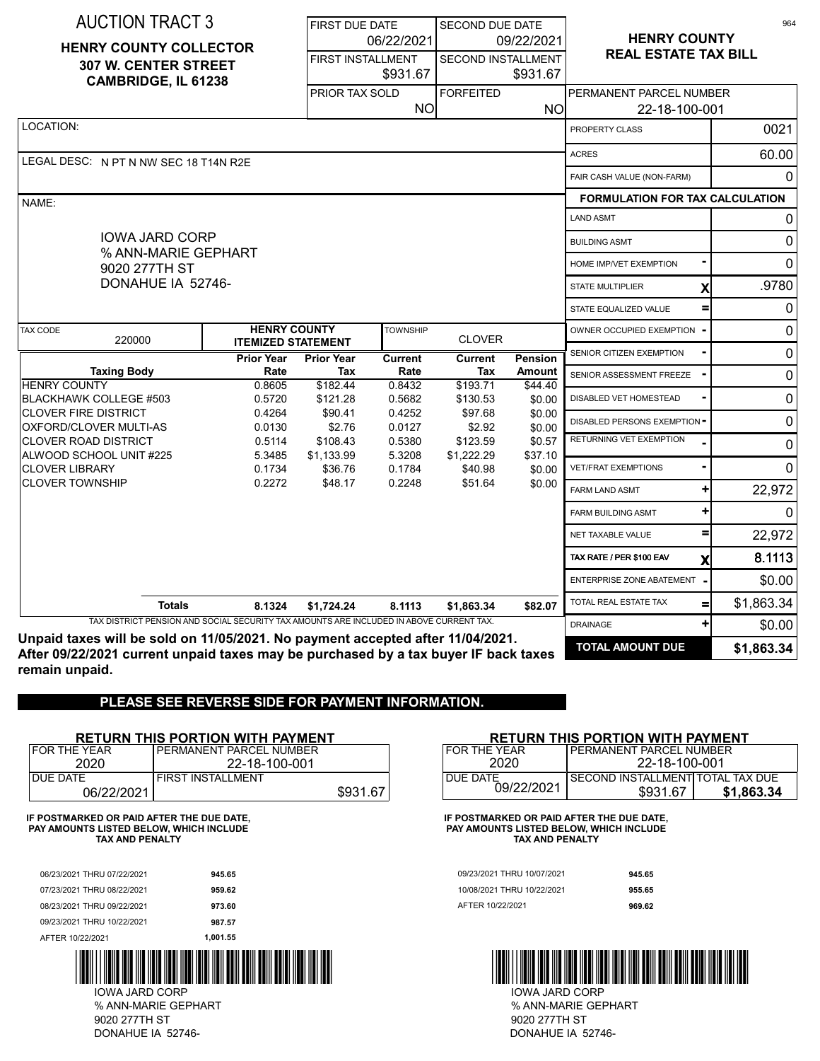AUCTION TRACT 3

**HENRY COUNTY COLLECTOR**
**307 W. CENTER STREET**
**CAMBRIDGE, IL 61238**

| FIRST DUE DATE | SECOND DUE DATE |
|---|---|
| 06/22/2021 | 09/22/2021 |
| FIRST INSTALLMENT | SECOND INSTALLMENT |
| $931.67 | $931.67 |
| PRIOR TAX SOLD | FORFEITED |
| NO | NO |

## HENRY COUNTY REAL ESTATE TAX BILL

PERMANENT PARCEL NUMBER: 22-18-100-001

LOCATION:

LEGAL DESC: N PT N NW SEC 18 T14N R2E

NAME:

IOWA JARD CORP
% ANN-MARIE GEPHART
9020 277TH ST
DONAHUE IA 52746-

| PROPERTY CLASS | | 0021 |
|---|---|---|
| ACRES | | 60.00 |
| FAIR CASH VALUE (NON-FARM) | | 0 |
| **FORMULATION FOR TAX CALCULATION** | | |
| LAND ASMT | | 0 |
| BUILDING ASMT | | 0 |
| HOME IMP/VET EXEMPTION | - | 0 |
| STATE MULTIPLIER | X | .9780 |
| STATE EQUALIZED VALUE | = | 0 |
| OWNER OCCUPIED EXEMPTION | - | 0 |
| SENIOR CITIZEN EXEMPTION | - | 0 |
| SENIOR ASSESSMENT FREEZE | - | 0 |
| DISABLED VET HOMESTEAD | - | 0 |
| DISABLED PERSONS EXEMPTION | - | 0 |
| RETURNING VET EXEMPTION | - | 0 |
| VET/FRAT EXEMPTIONS | - | 0 |
| FARM LAND ASMT | + | 22,972 |
| FARM BUILDING ASMT | + | 0 |
| NET TAXABLE VALUE | = | 22,972 |
| TAX RATE / PER $100 EAV | X | 8.1113 |
| ENTERPRISE ZONE ABATEMENT | - | $0.00 |
| TOTAL REAL ESTATE TAX | = | $1,863.34 |
| DRAINAGE | + | $0.00 |
| **TOTAL AMOUNT DUE** | | **$1,863.34** |

TAX CODE: 220000 — HENRY COUNTY ITEMIZED STATEMENT — TOWNSHIP: CLOVER

| Taxing Body | Prior Year Rate | Prior Year Tax | Current Rate | Current Tax | Pension Amount |
|---|---|---|---|---|---|
| HENRY COUNTY | 0.8605 | $182.44 | 0.8432 | $193.71 | $44.40 |
| BLACKHAWK COLLEGE #503 | 0.5720 | $121.28 | 0.5682 | $130.53 | $0.00 |
| CLOVER FIRE DISTRICT | 0.4264 | $90.41 | 0.4252 | $97.68 | $0.00 |
| OXFORD/CLOVER MULTI-AS | 0.0130 | $2.76 | 0.0127 | $2.92 | $0.00 |
| CLOVER ROAD DISTRICT | 0.5114 | $108.43 | 0.5380 | $123.59 | $0.57 |
| ALWOOD SCHOOL UNIT #225 | 5.3485 | $1,133.99 | 5.3208 | $1,222.29 | $37.10 |
| CLOVER LIBRARY | 0.1734 | $36.76 | 0.1784 | $40.98 | $0.00 |
| CLOVER TOWNSHIP | 0.2272 | $48.17 | 0.2248 | $51.64 | $0.00 |
| **Totals** | **8.1324** | **$1,724.24** | **8.1113** | **$1,863.34** | **$82.07** |

TAX DISTRICT PENSION AND SOCIAL SECURITY TAX AMOUNTS ARE INCLUDED IN ABOVE CURRENT TAX.

**Unpaid taxes will be sold on 11/05/2021. No payment accepted after 11/04/2021. After 09/22/2021 current unpaid taxes may be purchased by a tax buyer IF back taxes remain unpaid.**

**PLEASE SEE REVERSE SIDE FOR PAYMENT INFORMATION.**

### RETURN THIS PORTION WITH PAYMENT

| FOR THE YEAR | PERMANENT PARCEL NUMBER |
|---|---|
| 2020 | 22-18-100-001 |
| DUE DATE | FIRST INSTALLMENT |
| 06/22/2021 | $931.67 |

**IF POSTMARKED OR PAID AFTER THE DUE DATE, PAY AMOUNTS LISTED BELOW, WHICH INCLUDE TAX AND PENALTY**

| Period | Amount |
|---|---|
| 06/23/2021 THRU 07/22/2021 | **945.65** |
| 07/23/2021 THRU 08/22/2021 | **959.62** |
| 08/23/2021 THRU 09/22/2021 | **973.60** |
| 09/23/2021 THRU 10/22/2021 | **987.57** |
| AFTER 10/22/2021 | **1,001.55** |

IOWA JARD CORP
% ANN-MARIE GEPHART
9020 277TH ST
DONAHUE IA 52746-

### RETURN THIS PORTION WITH PAYMENT

| FOR THE YEAR | PERMANENT PARCEL NUMBER | |
|---|---|---|
| 2020 | 22-18-100-001 | |
| DUE DATE | SECOND INSTALLMENT | TOTAL TAX DUE |
| 09/22/2021 | $931.67 | **$1,863.34** |

**IF POSTMARKED OR PAID AFTER THE DUE DATE, PAY AMOUNTS LISTED BELOW, WHICH INCLUDE TAX AND PENALTY**

| Period | Amount |
|---|---|
| 09/23/2021 THRU 10/07/2021 | **945.65** |
| 10/08/2021 THRU 10/22/2021 | **955.65** |
| AFTER 10/22/2021 | **969.62** |

IOWA JARD CORP
% ANN-MARIE GEPHART
9020 277TH ST
DONAHUE IA 52746-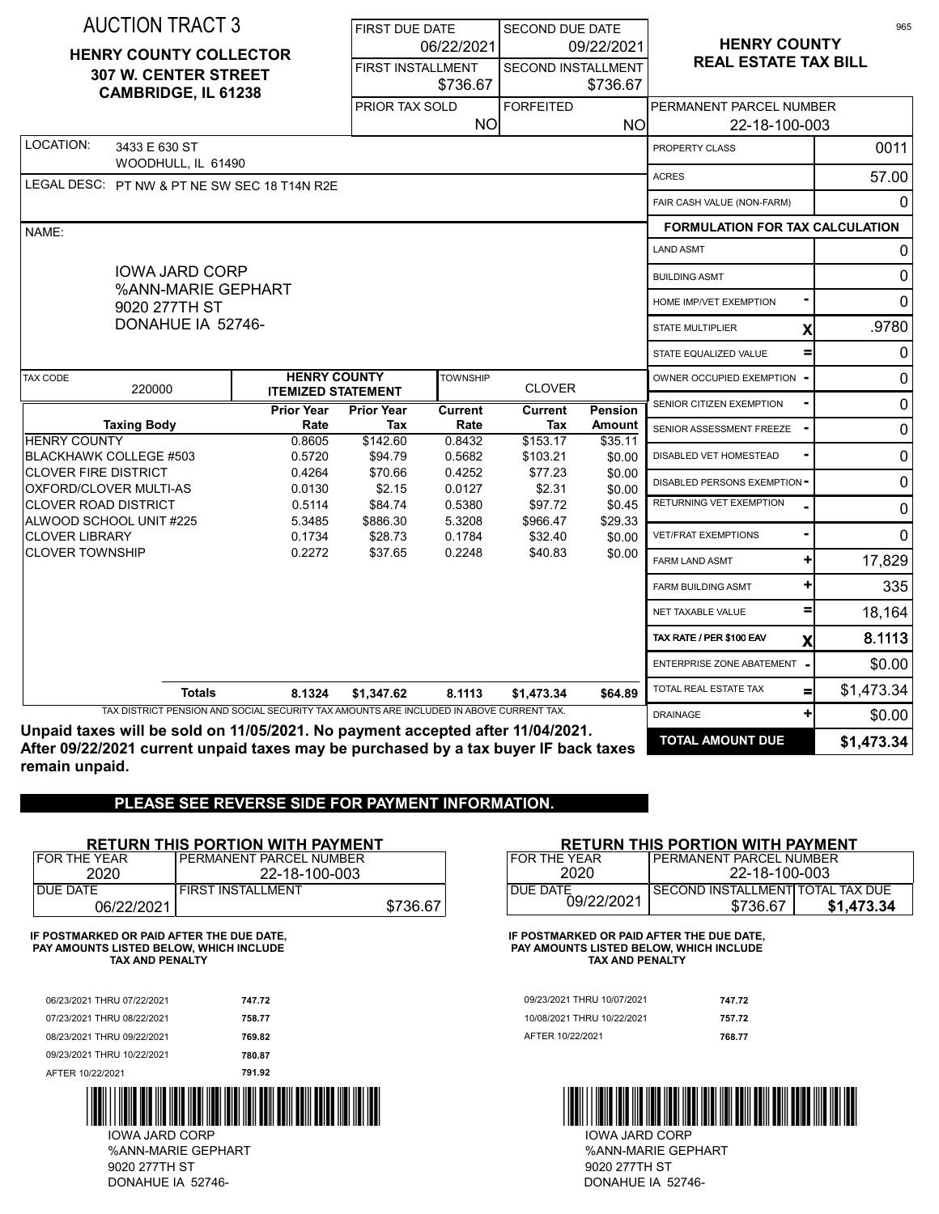# AUCTION TRACT 3

**HENRY COUNTY COLLECTOR**
**307 W. CENTER STREET**
**CAMBRIDGE, IL 61238**

| FIRST DUE DATE | SECOND DUE DATE |
|---|---|
| 06/22/2021 | 09/22/2021 |
| FIRST INSTALLMENT | SECOND INSTALLMENT |
| $736.67 | $736.67 |
| PRIOR TAX SOLD | FORFEITED |
| NO | NO |

**HENRY COUNTY REAL ESTATE TAX BILL**

PERMANENT PARCEL NUMBER: 22-18-100-003

LOCATION: 3433 E 630 ST, WOODHULL, IL 61490

LEGAL DESC: PT NW & PT NE SW SEC 18 T14N R2E

NAME:

IOWA JARD CORP
%ANN-MARIE GEPHART
9020 277TH ST
DONAHUE IA 52746-

| | |
|---|---|
| PROPERTY CLASS | 0011 |
| ACRES | 57.00 |
| FAIR CASH VALUE (NON-FARM) | 0 |

**FORMULATION FOR TAX CALCULATION**

| | | |
|---|---|---|
| LAND ASMT | | 0 |
| BUILDING ASMT | | 0 |
| HOME IMP/VET EXEMPTION | - | 0 |
| STATE MULTIPLIER | X | .9780 |
| STATE EQUALIZED VALUE | = | 0 |
| OWNER OCCUPIED EXEMPTION | - | 0 |
| SENIOR CITIZEN EXEMPTION | - | 0 |
| SENIOR ASSESSMENT FREEZE | - | 0 |
| DISABLED VET HOMESTEAD | - | 0 |
| DISABLED PERSONS EXEMPTION | - | 0 |
| RETURNING VET EXEMPTION | - | 0 |
| VET/FRAT EXEMPTIONS | - | 0 |
| FARM LAND ASMT | + | 17,829 |
| FARM BUILDING ASMT | + | 335 |
| NET TAXABLE VALUE | = | 18,164 |
| TAX RATE / PER $100 EAV | X | 8.1113 |
| ENTERPRISE ZONE ABATEMENT | - | $0.00 |
| TOTAL REAL ESTATE TAX | = | $1,473.34 |
| DRAINAGE | + | $0.00 |
| **TOTAL AMOUNT DUE** | | **$1,473.34** |

TAX CODE: 220000 — **HENRY COUNTY ITEMIZED STATEMENT** — TOWNSHIP: CLOVER

| Taxing Body | Prior Year Rate | Prior Year Tax | Current Rate | Current Tax | Pension Amount |
|---|---|---|---|---|---|
| HENRY COUNTY | 0.8605 | $142.60 | 0.8432 | $153.17 | $35.11 |
| BLACKHAWK COLLEGE #503 | 0.5720 | $94.79 | 0.5682 | $103.21 | $0.00 |
| CLOVER FIRE DISTRICT | 0.4264 | $70.66 | 0.4252 | $77.23 | $0.00 |
| OXFORD/CLOVER MULTI-AS | 0.0130 | $2.15 | 0.0127 | $2.31 | $0.00 |
| CLOVER ROAD DISTRICT | 0.5114 | $84.74 | 0.5380 | $97.72 | $0.45 |
| ALWOOD SCHOOL UNIT #225 | 5.3485 | $886.30 | 5.3208 | $966.47 | $29.33 |
| CLOVER LIBRARY | 0.1734 | $28.73 | 0.1784 | $32.40 | $0.00 |
| CLOVER TOWNSHIP | 0.2272 | $37.65 | 0.2248 | $40.83 | $0.00 |
| **Totals** | **8.1324** | **$1,347.62** | **8.1113** | **$1,473.34** | **$64.89** |

TAX DISTRICT PENSION AND SOCIAL SECURITY TAX AMOUNTS ARE INCLUDED IN ABOVE CURRENT TAX.

**Unpaid taxes will be sold on 11/05/2021. No payment accepted after 11/04/2021. After 09/22/2021 current unpaid taxes may be purchased by a tax buyer IF back taxes remain unpaid.**

**PLEASE SEE REVERSE SIDE FOR PAYMENT INFORMATION.**

**RETURN THIS PORTION WITH PAYMENT**

| FOR THE YEAR | PERMANENT PARCEL NUMBER |
|---|---|
| 2020 | 22-18-100-003 |
| DUE DATE | FIRST INSTALLMENT |
| 06/22/2021 | $736.67 |

**IF POSTMARKED OR PAID AFTER THE DUE DATE, PAY AMOUNTS LISTED BELOW, WHICH INCLUDE TAX AND PENALTY**

| | |
|---|---|
| 06/23/2021 THRU 07/22/2021 | **747.72** |
| 07/23/2021 THRU 08/22/2021 | **758.77** |
| 08/23/2021 THRU 09/22/2021 | **769.82** |
| 09/23/2021 THRU 10/22/2021 | **780.87** |
| AFTER 10/22/2021 | **791.92** |

IOWA JARD CORP
%ANN-MARIE GEPHART
9020 277TH ST
DONAHUE IA 52746-

**RETURN THIS PORTION WITH PAYMENT**

| FOR THE YEAR | PERMANENT PARCEL NUMBER | |
|---|---|---|
| 2020 | 22-18-100-003 | |
| DUE DATE | SECOND INSTALLMENT | TOTAL TAX DUE |
| 09/22/2021 | $736.67 | **$1,473.34** |

**IF POSTMARKED OR PAID AFTER THE DUE DATE, PAY AMOUNTS LISTED BELOW, WHICH INCLUDE TAX AND PENALTY**

| | |
|---|---|
| 09/23/2021 THRU 10/07/2021 | **747.72** |
| 10/08/2021 THRU 10/22/2021 | **757.72** |
| AFTER 10/22/2021 | **768.77** |

IOWA JARD CORP
%ANN-MARIE GEPHART
9020 277TH ST
DONAHUE IA 52746-